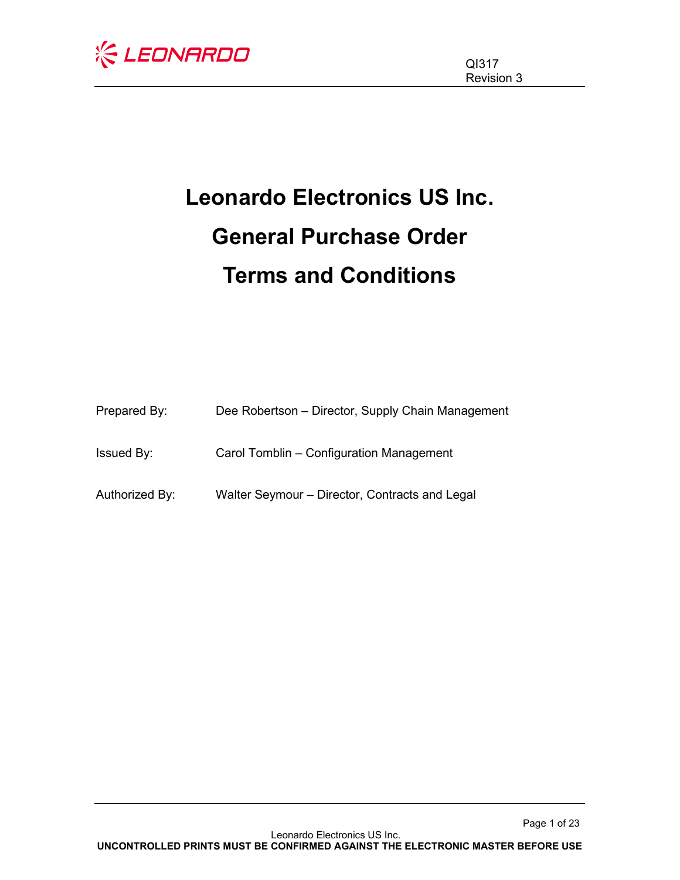QI317
Revision 3

# Leonardo Electronics US Inc.
# General Purchase Order
# Terms and Conditions

Prepared By: Dee Robertson – Director, Supply Chain Management

Issued By: Carol Tomblin – Configuration Management

Authorized By: Walter Seymour – Director, Contracts and Legal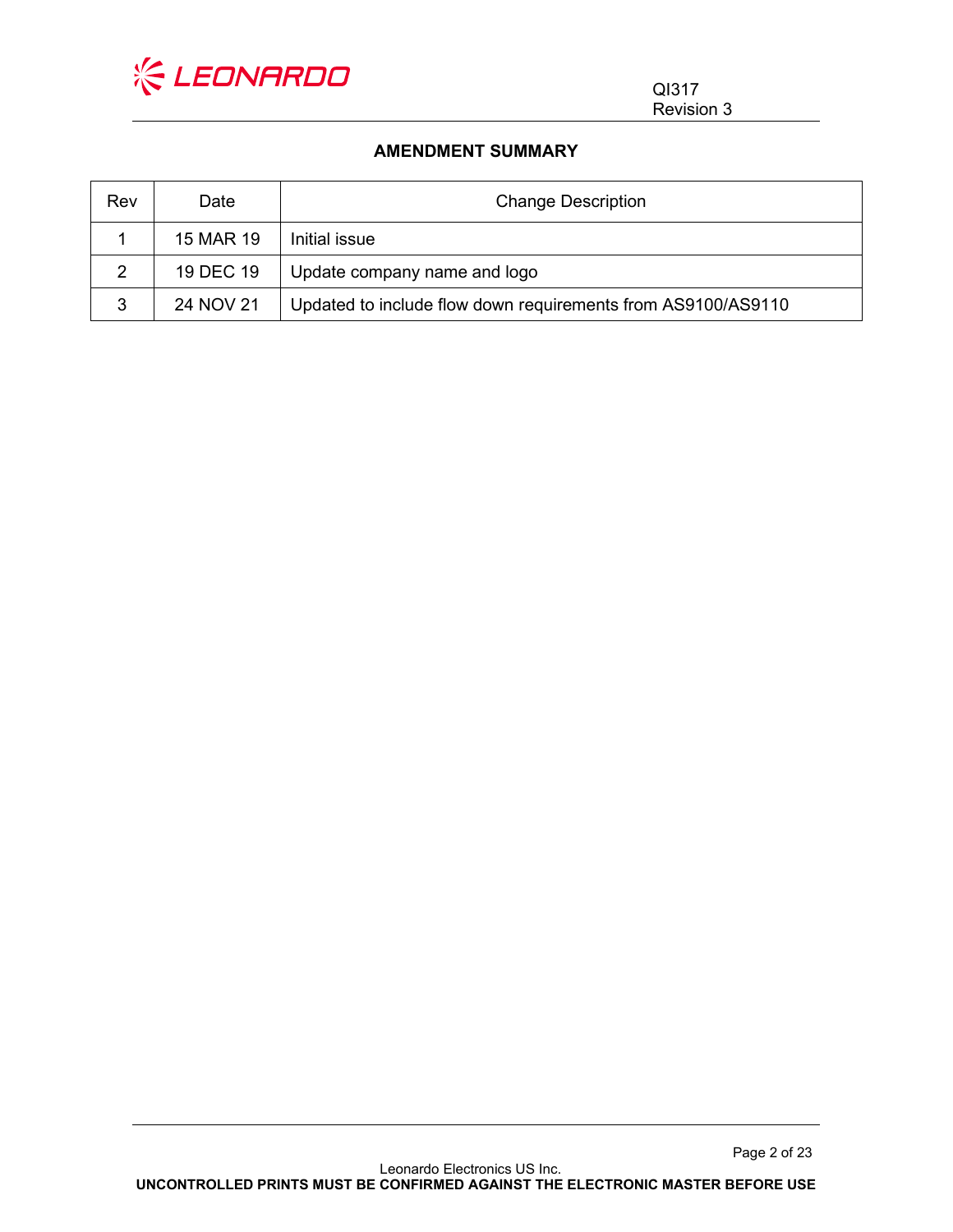## AMENDMENT SUMMARY

| Rev | Date | Change Description |
|---|---|---|
| 1 | 15 MAR 19 | Initial issue |
| 2 | 19 DEC 19 | Update company name and logo |
| 3 | 24 NOV 21 | Updated to include flow down requirements from AS9100/AS9110 |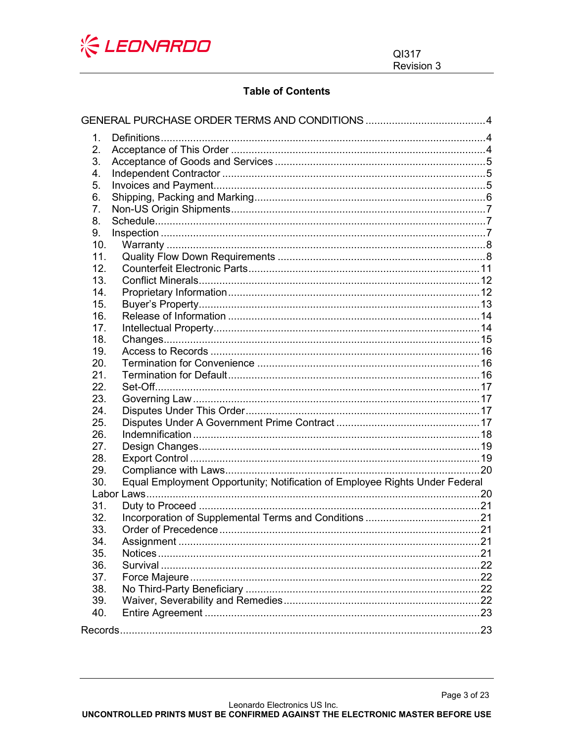## Table of Contents

GENERAL PURCHASE ORDER TERMS AND CONDITIONS .........................................4

1. Definitions .......................................................................................................4
2. Acceptance of This Order ...............................................................................4
3. Acceptance of Goods and Services ...............................................................5
4. Independent Contractor ..................................................................................5
5. Invoices and Payment.....................................................................................5
6. Shipping, Packing and Marking.......................................................................6
7. Non-US Origin Shipments...............................................................................7
8. Schedule..........................................................................................................7
9. Inspection ........................................................................................................7
10. Warranty .......................................................................................................8
11. Quality Flow Down Requirements ................................................................8
12. Counterfeit Electronic Parts........................................................................11
13. Conflict Minerals..........................................................................................12
14. Proprietary Information................................................................................12
15. Buyer's Property..........................................................................................13
16. Release of Information ................................................................................14
17. Intellectual Property.....................................................................................14
18. Changes......................................................................................................15
19. Access to Records ......................................................................................16
20. Termination for Convenience ......................................................................16
21. Termination for Default................................................................................16
22. Set-Off.........................................................................................................17
23. Governing Law ............................................................................................17
24. Disputes Under This Order..........................................................................17
25. Disputes Under A Government Prime Contract ..........................................17
26. Indemnification ............................................................................................18
27. Design Changes..........................................................................................19
28. Export Control .............................................................................................19
29. Compliance with Laws.................................................................................20
30. Equal Employment Opportunity; Notification of Employee Rights Under Federal Labor Laws.............................................................................................................20
31. Duty to Proceed ..........................................................................................21
32. Incorporation of Supplemental Terms and Conditions ................................21
33. Order of Precedence...................................................................................21
34. Assignment .................................................................................................21
35. Notices ........................................................................................................21
36. Survival .......................................................................................................22
37. Force Majeure .............................................................................................22
38. No Third-Party Beneficiary ..........................................................................22
39. Waiver, Severability and Remedies.............................................................22
40. Entire Agreement ........................................................................................23

Records.................................................................................................................23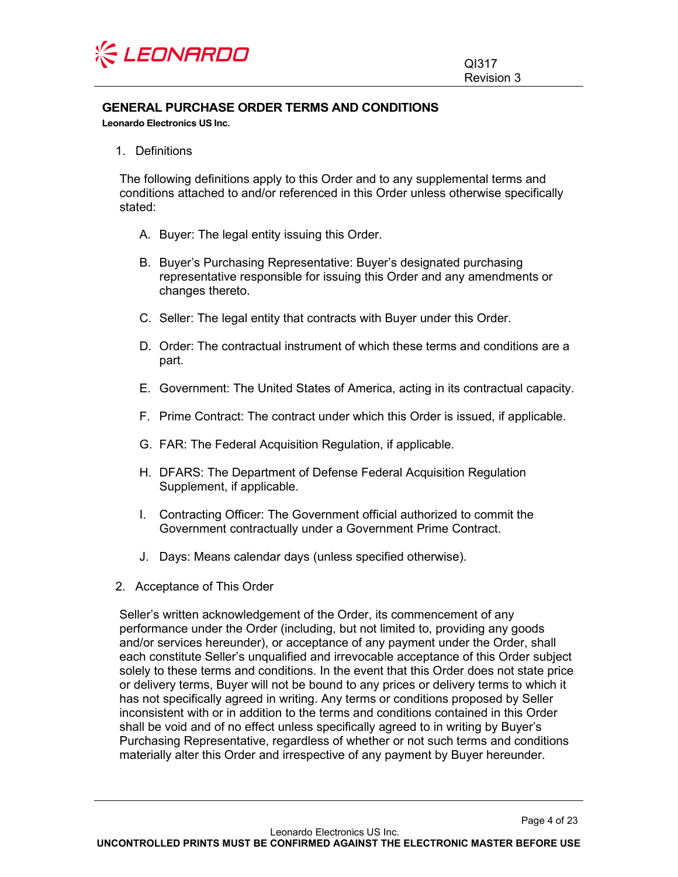## GENERAL PURCHASE ORDER TERMS AND CONDITIONS

**Leonardo Electronics US Inc.**

1. Definitions

The following definitions apply to this Order and to any supplemental terms and conditions attached to and/or referenced in this Order unless otherwise specifically stated:

A. Buyer: The legal entity issuing this Order.

B. Buyer's Purchasing Representative: Buyer's designated purchasing representative responsible for issuing this Order and any amendments or changes thereto.

C. Seller: The legal entity that contracts with Buyer under this Order.

D. Order: The contractual instrument of which these terms and conditions are a part.

E. Government: The United States of America, acting in its contractual capacity.

F. Prime Contract: The contract under which this Order is issued, if applicable.

G. FAR: The Federal Acquisition Regulation, if applicable.

H. DFARS: The Department of Defense Federal Acquisition Regulation Supplement, if applicable.

I. Contracting Officer: The Government official authorized to commit the Government contractually under a Government Prime Contract.

J. Days: Means calendar days (unless specified otherwise).

2. Acceptance of This Order

Seller's written acknowledgement of the Order, its commencement of any performance under the Order (including, but not limited to, providing any goods and/or services hereunder), or acceptance of any payment under the Order, shall each constitute Seller's unqualified and irrevocable acceptance of this Order subject solely to these terms and conditions. In the event that this Order does not state price or delivery terms, Buyer will not be bound to any prices or delivery terms to which it has not specifically agreed in writing. Any terms or conditions proposed by Seller inconsistent with or in addition to the terms and conditions contained in this Order shall be void and of no effect unless specifically agreed to in writing by Buyer's Purchasing Representative, regardless of whether or not such terms and conditions materially alter this Order and irrespective of any payment by Buyer hereunder.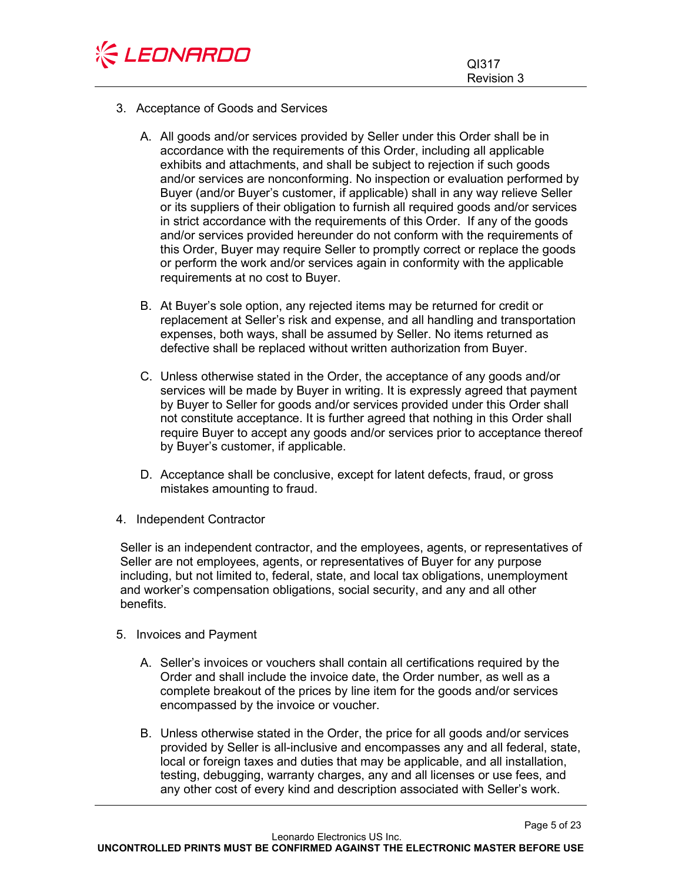3. Acceptance of Goods and Services

   A. All goods and/or services provided by Seller under this Order shall be in accordance with the requirements of this Order, including all applicable exhibits and attachments, and shall be subject to rejection if such goods and/or services are nonconforming. No inspection or evaluation performed by Buyer (and/or Buyer's customer, if applicable) shall in any way relieve Seller or its suppliers of their obligation to furnish all required goods and/or services in strict accordance with the requirements of this Order. If any of the goods and/or services provided hereunder do not conform with the requirements of this Order, Buyer may require Seller to promptly correct or replace the goods or perform the work and/or services again in conformity with the applicable requirements at no cost to Buyer.

   B. At Buyer's sole option, any rejected items may be returned for credit or replacement at Seller's risk and expense, and all handling and transportation expenses, both ways, shall be assumed by Seller. No items returned as defective shall be replaced without written authorization from Buyer.

   C. Unless otherwise stated in the Order, the acceptance of any goods and/or services will be made by Buyer in writing. It is expressly agreed that payment by Buyer to Seller for goods and/or services provided under this Order shall not constitute acceptance. It is further agreed that nothing in this Order shall require Buyer to accept any goods and/or services prior to acceptance thereof by Buyer's customer, if applicable.

   D. Acceptance shall be conclusive, except for latent defects, fraud, or gross mistakes amounting to fraud.

4. Independent Contractor

   Seller is an independent contractor, and the employees, agents, or representatives of Seller are not employees, agents, or representatives of Buyer for any purpose including, but not limited to, federal, state, and local tax obligations, unemployment and worker's compensation obligations, social security, and any and all other benefits.

5. Invoices and Payment

   A. Seller's invoices or vouchers shall contain all certifications required by the Order and shall include the invoice date, the Order number, as well as a complete breakout of the prices by line item for the goods and/or services encompassed by the invoice or voucher.

   B. Unless otherwise stated in the Order, the price for all goods and/or services provided by Seller is all-inclusive and encompasses any and all federal, state, local or foreign taxes and duties that may be applicable, and all installation, testing, debugging, warranty charges, any and all licenses or use fees, and any other cost of every kind and description associated with Seller's work.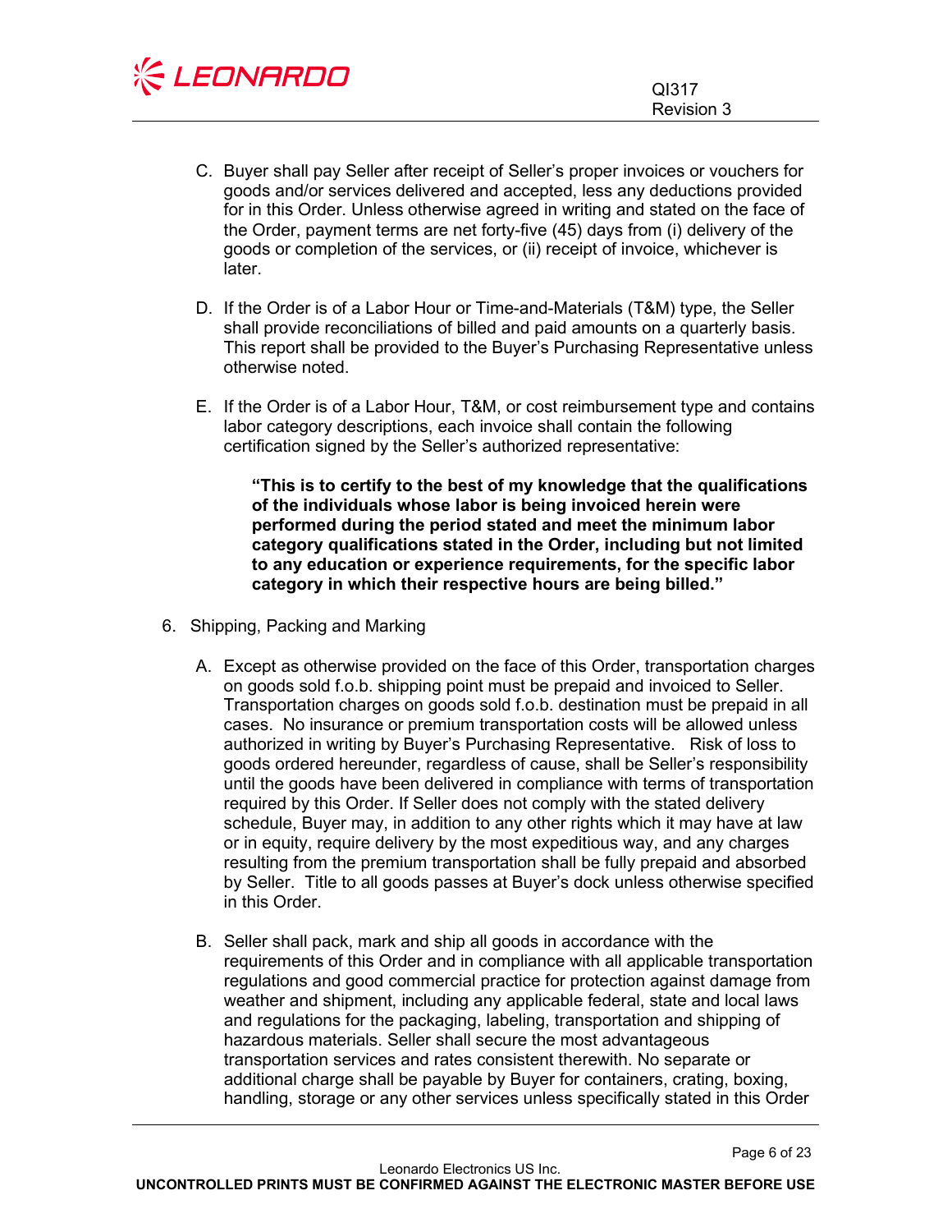C. Buyer shall pay Seller after receipt of Seller's proper invoices or vouchers for goods and/or services delivered and accepted, less any deductions provided for in this Order. Unless otherwise agreed in writing and stated on the face of the Order, payment terms are net forty-five (45) days from (i) delivery of the goods or completion of the services, or (ii) receipt of invoice, whichever is later.

D. If the Order is of a Labor Hour or Time-and-Materials (T&M) type, the Seller shall provide reconciliations of billed and paid amounts on a quarterly basis. This report shall be provided to the Buyer's Purchasing Representative unless otherwise noted.

E. If the Order is of a Labor Hour, T&M, or cost reimbursement type and contains labor category descriptions, each invoice shall contain the following certification signed by the Seller's authorized representative:

> **"This is to certify to the best of my knowledge that the qualifications of the individuals whose labor is being invoiced herein were performed during the period stated and meet the minimum labor category qualifications stated in the Order, including but not limited to any education or experience requirements, for the specific labor category in which their respective hours are being billed."**

6. Shipping, Packing and Marking

A. Except as otherwise provided on the face of this Order, transportation charges on goods sold f.o.b. shipping point must be prepaid and invoiced to Seller. Transportation charges on goods sold f.o.b. destination must be prepaid in all cases. No insurance or premium transportation costs will be allowed unless authorized in writing by Buyer's Purchasing Representative. Risk of loss to goods ordered hereunder, regardless of cause, shall be Seller's responsibility until the goods have been delivered in compliance with terms of transportation required by this Order. If Seller does not comply with the stated delivery schedule, Buyer may, in addition to any other rights which it may have at law or in equity, require delivery by the most expeditious way, and any charges resulting from the premium transportation shall be fully prepaid and absorbed by Seller. Title to all goods passes at Buyer's dock unless otherwise specified in this Order.

B. Seller shall pack, mark and ship all goods in accordance with the requirements of this Order and in compliance with all applicable transportation regulations and good commercial practice for protection against damage from weather and shipment, including any applicable federal, state and local laws and regulations for the packaging, labeling, transportation and shipping of hazardous materials. Seller shall secure the most advantageous transportation services and rates consistent therewith. No separate or additional charge shall be payable by Buyer for containers, crating, boxing, handling, storage or any other services unless specifically stated in this Order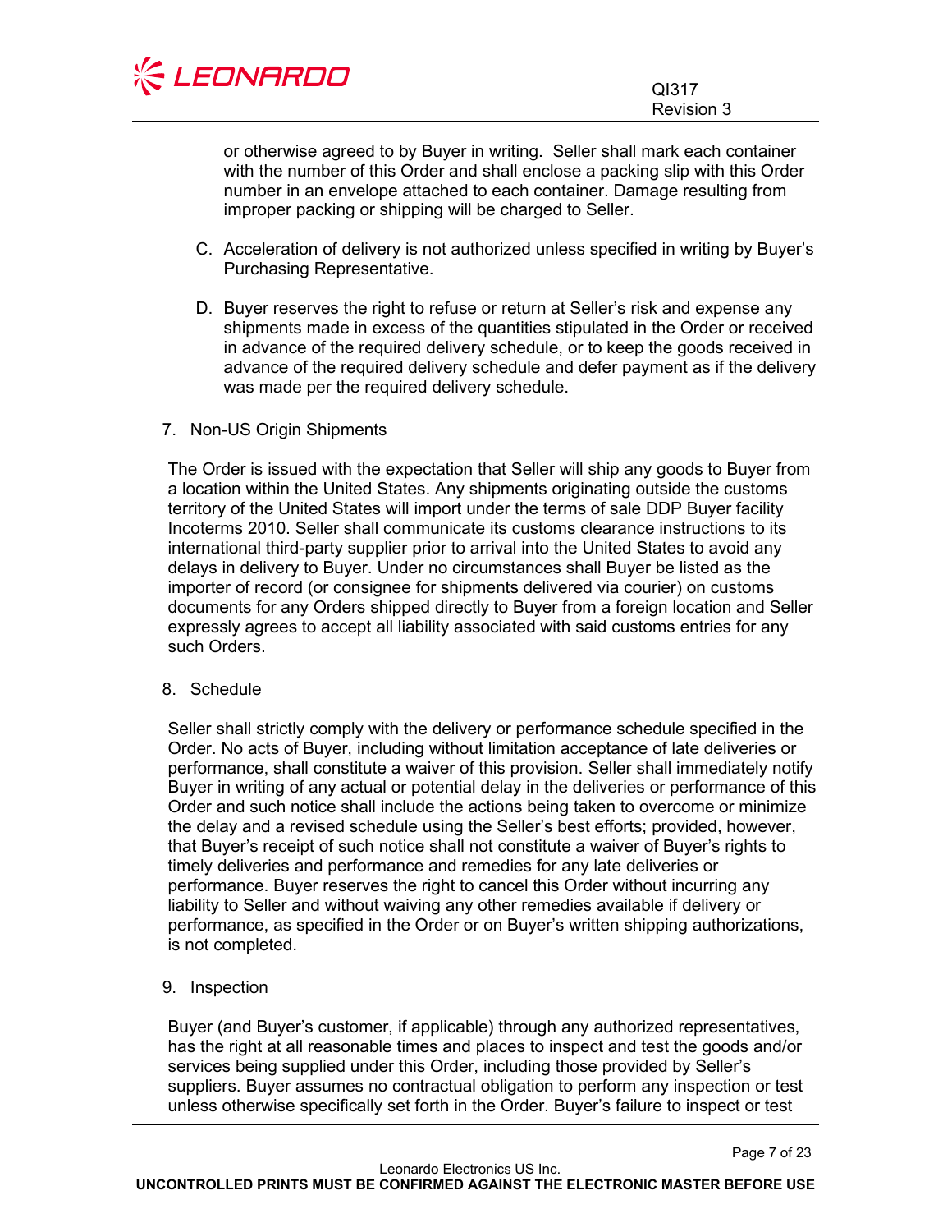or otherwise agreed to by Buyer in writing. Seller shall mark each container with the number of this Order and shall enclose a packing slip with this Order number in an envelope attached to each container. Damage resulting from improper packing or shipping will be charged to Seller.

C. Acceleration of delivery is not authorized unless specified in writing by Buyer's Purchasing Representative.

D. Buyer reserves the right to refuse or return at Seller's risk and expense any shipments made in excess of the quantities stipulated in the Order or received in advance of the required delivery schedule, or to keep the goods received in advance of the required delivery schedule and defer payment as if the delivery was made per the required delivery schedule.

7. Non-US Origin Shipments

The Order is issued with the expectation that Seller will ship any goods to Buyer from a location within the United States. Any shipments originating outside the customs territory of the United States will import under the terms of sale DDP Buyer facility Incoterms 2010. Seller shall communicate its customs clearance instructions to its international third-party supplier prior to arrival into the United States to avoid any delays in delivery to Buyer. Under no circumstances shall Buyer be listed as the importer of record (or consignee for shipments delivered via courier) on customs documents for any Orders shipped directly to Buyer from a foreign location and Seller expressly agrees to accept all liability associated with said customs entries for any such Orders.

8. Schedule

Seller shall strictly comply with the delivery or performance schedule specified in the Order. No acts of Buyer, including without limitation acceptance of late deliveries or performance, shall constitute a waiver of this provision. Seller shall immediately notify Buyer in writing of any actual or potential delay in the deliveries or performance of this Order and such notice shall include the actions being taken to overcome or minimize the delay and a revised schedule using the Seller's best efforts; provided, however, that Buyer's receipt of such notice shall not constitute a waiver of Buyer's rights to timely deliveries and performance and remedies for any late deliveries or performance. Buyer reserves the right to cancel this Order without incurring any liability to Seller and without waiving any other remedies available if delivery or performance, as specified in the Order or on Buyer's written shipping authorizations, is not completed.

9. Inspection

Buyer (and Buyer's customer, if applicable) through any authorized representatives, has the right at all reasonable times and places to inspect and test the goods and/or services being supplied under this Order, including those provided by Seller's suppliers. Buyer assumes no contractual obligation to perform any inspection or test unless otherwise specifically set forth in the Order. Buyer's failure to inspect or test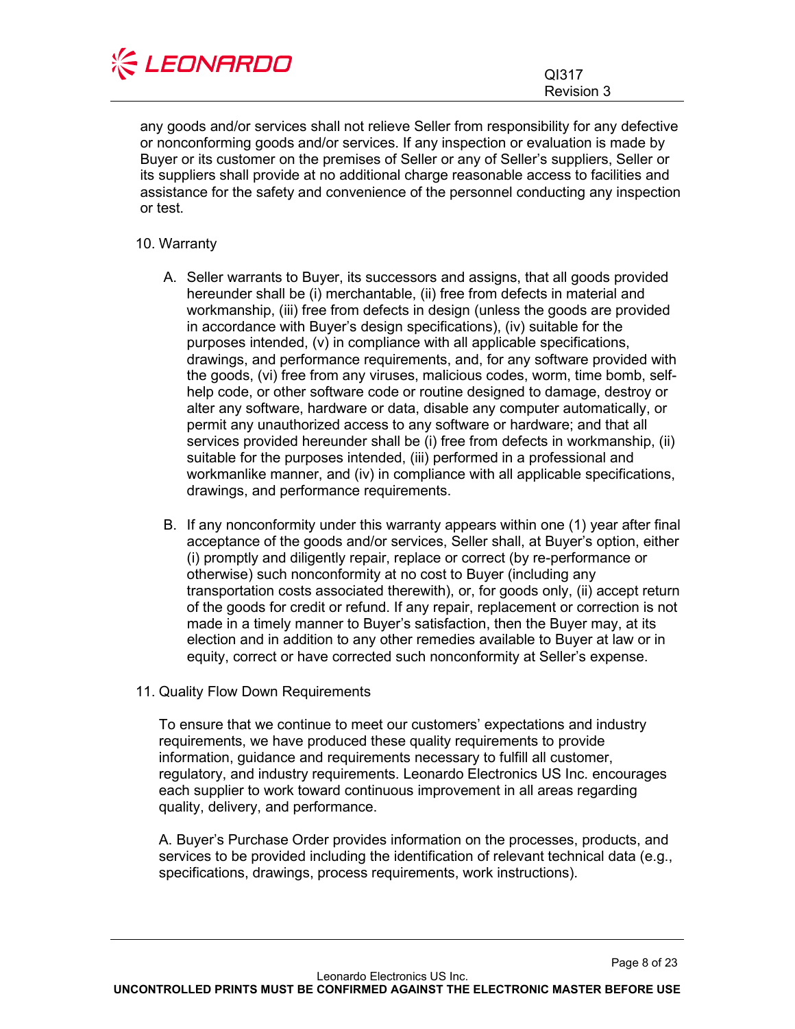any goods and/or services shall not relieve Seller from responsibility for any defective or nonconforming goods and/or services. If any inspection or evaluation is made by Buyer or its customer on the premises of Seller or any of Seller's suppliers, Seller or its suppliers shall provide at no additional charge reasonable access to facilities and assistance for the safety and convenience of the personnel conducting any inspection or test.

10. Warranty

   A. Seller warrants to Buyer, its successors and assigns, that all goods provided hereunder shall be (i) merchantable, (ii) free from defects in material and workmanship, (iii) free from defects in design (unless the goods are provided in accordance with Buyer's design specifications), (iv) suitable for the purposes intended, (v) in compliance with all applicable specifications, drawings, and performance requirements, and, for any software provided with the goods, (vi) free from any viruses, malicious codes, worm, time bomb, self-help code, or other software code or routine designed to damage, destroy or alter any software, hardware or data, disable any computer automatically, or permit any unauthorized access to any software or hardware; and that all services provided hereunder shall be (i) free from defects in workmanship, (ii) suitable for the purposes intended, (iii) performed in a professional and workmanlike manner, and (iv) in compliance with all applicable specifications, drawings, and performance requirements.

   B. If any nonconformity under this warranty appears within one (1) year after final acceptance of the goods and/or services, Seller shall, at Buyer's option, either (i) promptly and diligently repair, replace or correct (by re-performance or otherwise) such nonconformity at no cost to Buyer (including any transportation costs associated therewith), or, for goods only, (ii) accept return of the goods for credit or refund. If any repair, replacement or correction is not made in a timely manner to Buyer's satisfaction, then the Buyer may, at its election and in addition to any other remedies available to Buyer at law or in equity, correct or have corrected such nonconformity at Seller's expense.

11. Quality Flow Down Requirements

   To ensure that we continue to meet our customers' expectations and industry requirements, we have produced these quality requirements to provide information, guidance and requirements necessary to fulfill all customer, regulatory, and industry requirements. Leonardo Electronics US Inc. encourages each supplier to work toward continuous improvement in all areas regarding quality, delivery, and performance.

   A. Buyer's Purchase Order provides information on the processes, products, and services to be provided including the identification of relevant technical data (e.g., specifications, drawings, process requirements, work instructions).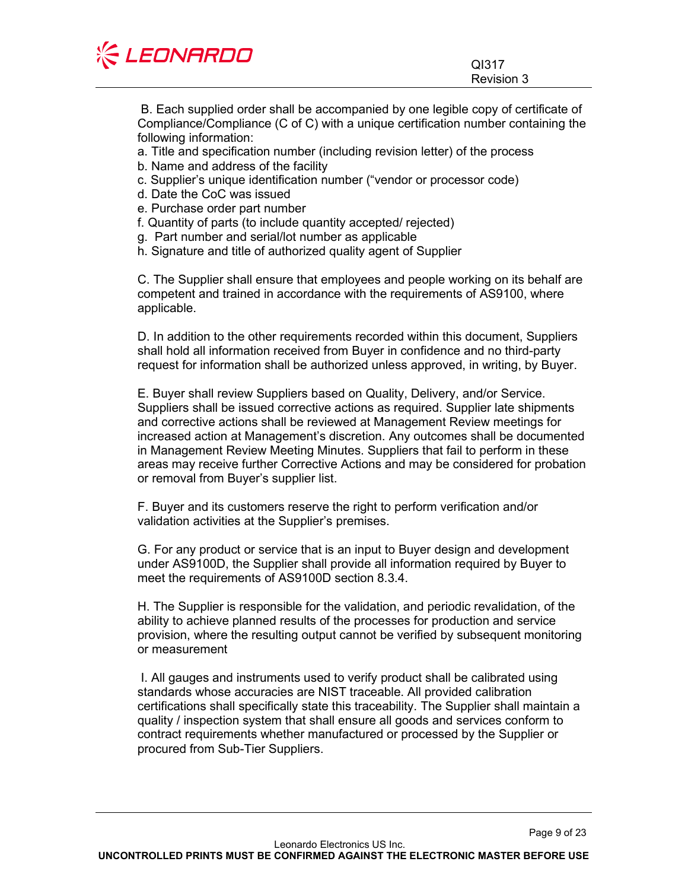B. Each supplied order shall be accompanied by one legible copy of certificate of Compliance/Compliance (C of C) with a unique certification number containing the following information:

a. Title and specification number (including revision letter) of the process
b. Name and address of the facility
c. Supplier's unique identification number ("vendor or processor code)
d. Date the CoC was issued
e. Purchase order part number
f. Quantity of parts (to include quantity accepted/ rejected)
g. Part number and serial/lot number as applicable
h. Signature and title of authorized quality agent of Supplier

C. The Supplier shall ensure that employees and people working on its behalf are competent and trained in accordance with the requirements of AS9100, where applicable.

D. In addition to the other requirements recorded within this document, Suppliers shall hold all information received from Buyer in confidence and no third-party request for information shall be authorized unless approved, in writing, by Buyer.

E. Buyer shall review Suppliers based on Quality, Delivery, and/or Service. Suppliers shall be issued corrective actions as required. Supplier late shipments and corrective actions shall be reviewed at Management Review meetings for increased action at Management's discretion. Any outcomes shall be documented in Management Review Meeting Minutes. Suppliers that fail to perform in these areas may receive further Corrective Actions and may be considered for probation or removal from Buyer's supplier list.

F. Buyer and its customers reserve the right to perform verification and/or validation activities at the Supplier's premises.

G. For any product or service that is an input to Buyer design and development under AS9100D, the Supplier shall provide all information required by Buyer to meet the requirements of AS9100D section 8.3.4.

H. The Supplier is responsible for the validation, and periodic revalidation, of the ability to achieve planned results of the processes for production and service provision, where the resulting output cannot be verified by subsequent monitoring or measurement

I. All gauges and instruments used to verify product shall be calibrated using standards whose accuracies are NIST traceable. All provided calibration certifications shall specifically state this traceability. The Supplier shall maintain a quality / inspection system that shall ensure all goods and services conform to contract requirements whether manufactured or processed by the Supplier or procured from Sub-Tier Suppliers.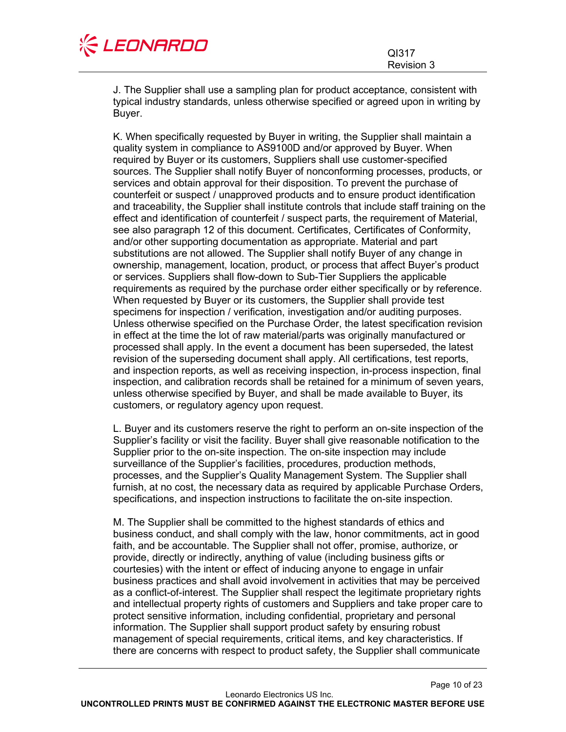J. The Supplier shall use a sampling plan for product acceptance, consistent with typical industry standards, unless otherwise specified or agreed upon in writing by Buyer.

K. When specifically requested by Buyer in writing, the Supplier shall maintain a quality system in compliance to AS9100D and/or approved by Buyer. When required by Buyer or its customers, Suppliers shall use customer-specified sources. The Supplier shall notify Buyer of nonconforming processes, products, or services and obtain approval for their disposition. To prevent the purchase of counterfeit or suspect / unapproved products and to ensure product identification and traceability, the Supplier shall institute controls that include staff training on the effect and identification of counterfeit / suspect parts, the requirement of Material, see also paragraph 12 of this document. Certificates, Certificates of Conformity, and/or other supporting documentation as appropriate. Material and part substitutions are not allowed. The Supplier shall notify Buyer of any change in ownership, management, location, product, or process that affect Buyer's product or services. Suppliers shall flow-down to Sub-Tier Suppliers the applicable requirements as required by the purchase order either specifically or by reference. When requested by Buyer or its customers, the Supplier shall provide test specimens for inspection / verification, investigation and/or auditing purposes. Unless otherwise specified on the Purchase Order, the latest specification revision in effect at the time the lot of raw material/parts was originally manufactured or processed shall apply. In the event a document has been superseded, the latest revision of the superseding document shall apply. All certifications, test reports, and inspection reports, as well as receiving inspection, in-process inspection, final inspection, and calibration records shall be retained for a minimum of seven years, unless otherwise specified by Buyer, and shall be made available to Buyer, its customers, or regulatory agency upon request.

L. Buyer and its customers reserve the right to perform an on-site inspection of the Supplier's facility or visit the facility. Buyer shall give reasonable notification to the Supplier prior to the on-site inspection. The on-site inspection may include surveillance of the Supplier's facilities, procedures, production methods, processes, and the Supplier's Quality Management System. The Supplier shall furnish, at no cost, the necessary data as required by applicable Purchase Orders, specifications, and inspection instructions to facilitate the on-site inspection.

M. The Supplier shall be committed to the highest standards of ethics and business conduct, and shall comply with the law, honor commitments, act in good faith, and be accountable. The Supplier shall not offer, promise, authorize, or provide, directly or indirectly, anything of value (including business gifts or courtesies) with the intent or effect of inducing anyone to engage in unfair business practices and shall avoid involvement in activities that may be perceived as a conflict-of-interest. The Supplier shall respect the legitimate proprietary rights and intellectual property rights of customers and Suppliers and take proper care to protect sensitive information, including confidential, proprietary and personal information. The Supplier shall support product safety by ensuring robust management of special requirements, critical items, and key characteristics. If there are concerns with respect to product safety, the Supplier shall communicate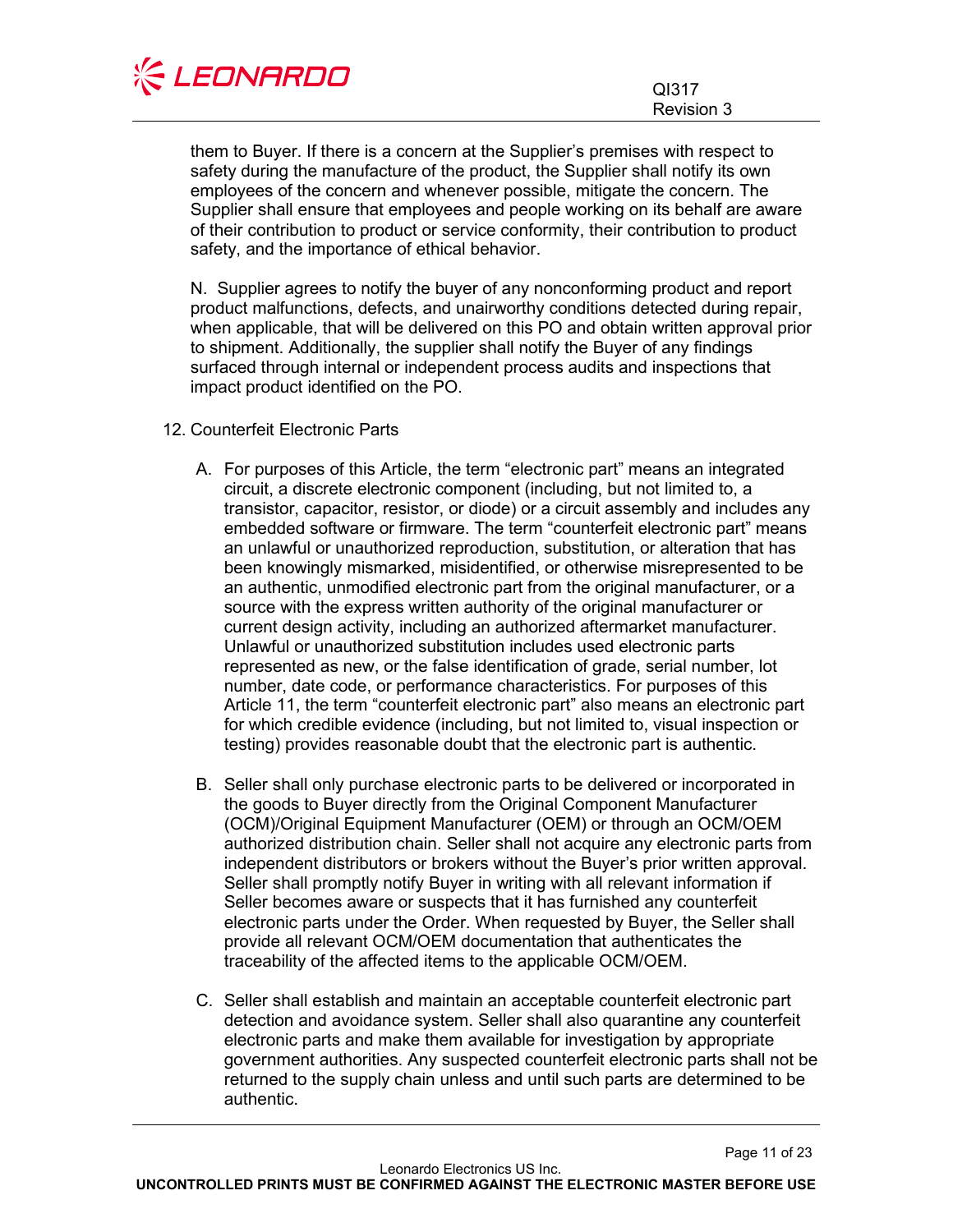them to Buyer. If there is a concern at the Supplier's premises with respect to safety during the manufacture of the product, the Supplier shall notify its own employees of the concern and whenever possible, mitigate the concern. The Supplier shall ensure that employees and people working on its behalf are aware of their contribution to product or service conformity, their contribution to product safety, and the importance of ethical behavior.

N. Supplier agrees to notify the buyer of any nonconforming product and report product malfunctions, defects, and unairworthy conditions detected during repair, when applicable, that will be delivered on this PO and obtain written approval prior to shipment. Additionally, the supplier shall notify the Buyer of any findings surfaced through internal or independent process audits and inspections that impact product identified on the PO.

12. Counterfeit Electronic Parts

A. For purposes of this Article, the term "electronic part" means an integrated circuit, a discrete electronic component (including, but not limited to, a transistor, capacitor, resistor, or diode) or a circuit assembly and includes any embedded software or firmware. The term "counterfeit electronic part" means an unlawful or unauthorized reproduction, substitution, or alteration that has been knowingly mismarked, misidentified, or otherwise misrepresented to be an authentic, unmodified electronic part from the original manufacturer, or a source with the express written authority of the original manufacturer or current design activity, including an authorized aftermarket manufacturer. Unlawful or unauthorized substitution includes used electronic parts represented as new, or the false identification of grade, serial number, lot number, date code, or performance characteristics. For purposes of this Article 11, the term "counterfeit electronic part" also means an electronic part for which credible evidence (including, but not limited to, visual inspection or testing) provides reasonable doubt that the electronic part is authentic.

B. Seller shall only purchase electronic parts to be delivered or incorporated in the goods to Buyer directly from the Original Component Manufacturer (OCM)/Original Equipment Manufacturer (OEM) or through an OCM/OEM authorized distribution chain. Seller shall not acquire any electronic parts from independent distributors or brokers without the Buyer's prior written approval. Seller shall promptly notify Buyer in writing with all relevant information if Seller becomes aware or suspects that it has furnished any counterfeit electronic parts under the Order. When requested by Buyer, the Seller shall provide all relevant OCM/OEM documentation that authenticates the traceability of the affected items to the applicable OCM/OEM.

C. Seller shall establish and maintain an acceptable counterfeit electronic part detection and avoidance system. Seller shall also quarantine any counterfeit electronic parts and make them available for investigation by appropriate government authorities. Any suspected counterfeit electronic parts shall not be returned to the supply chain unless and until such parts are determined to be authentic.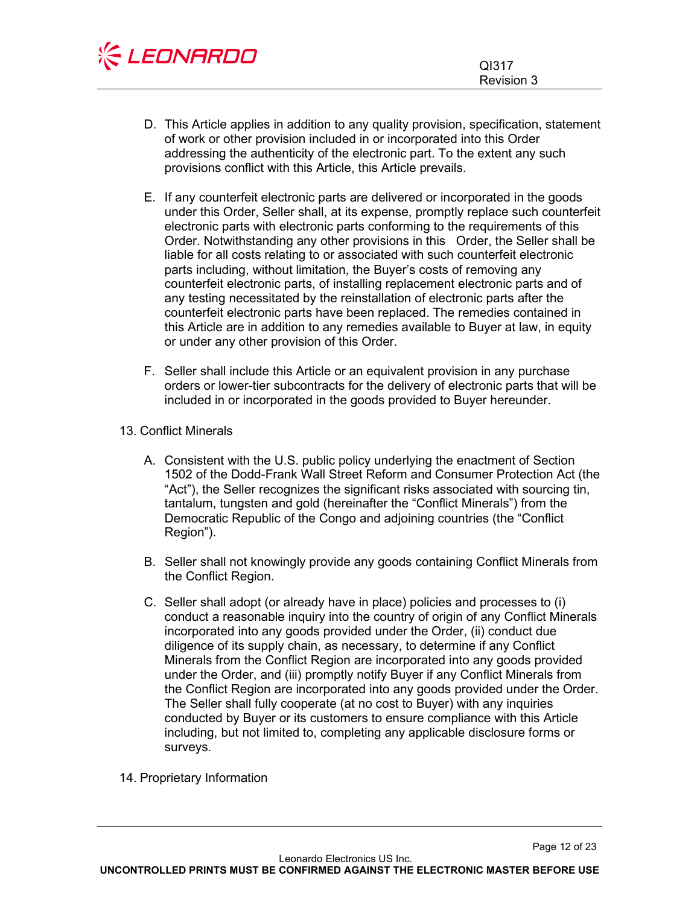D. This Article applies in addition to any quality provision, specification, statement of work or other provision included in or incorporated into this Order addressing the authenticity of the electronic part. To the extent any such provisions conflict with this Article, this Article prevails.

E. If any counterfeit electronic parts are delivered or incorporated in the goods under this Order, Seller shall, at its expense, promptly replace such counterfeit electronic parts with electronic parts conforming to the requirements of this Order. Notwithstanding any other provisions in this Order, the Seller shall be liable for all costs relating to or associated with such counterfeit electronic parts including, without limitation, the Buyer's costs of removing any counterfeit electronic parts, of installing replacement electronic parts and of any testing necessitated by the reinstallation of electronic parts after the counterfeit electronic parts have been replaced. The remedies contained in this Article are in addition to any remedies available to Buyer at law, in equity or under any other provision of this Order.

F. Seller shall include this Article or an equivalent provision in any purchase orders or lower-tier subcontracts for the delivery of electronic parts that will be included in or incorporated in the goods provided to Buyer hereunder.

13. Conflict Minerals

A. Consistent with the U.S. public policy underlying the enactment of Section 1502 of the Dodd-Frank Wall Street Reform and Consumer Protection Act (the "Act"), the Seller recognizes the significant risks associated with sourcing tin, tantalum, tungsten and gold (hereinafter the "Conflict Minerals") from the Democratic Republic of the Congo and adjoining countries (the "Conflict Region").

B. Seller shall not knowingly provide any goods containing Conflict Minerals from the Conflict Region.

C. Seller shall adopt (or already have in place) policies and processes to (i) conduct a reasonable inquiry into the country of origin of any Conflict Minerals incorporated into any goods provided under the Order, (ii) conduct due diligence of its supply chain, as necessary, to determine if any Conflict Minerals from the Conflict Region are incorporated into any goods provided under the Order, and (iii) promptly notify Buyer if any Conflict Minerals from the Conflict Region are incorporated into any goods provided under the Order. The Seller shall fully cooperate (at no cost to Buyer) with any inquiries conducted by Buyer or its customers to ensure compliance with this Article including, but not limited to, completing any applicable disclosure forms or surveys.

14. Proprietary Information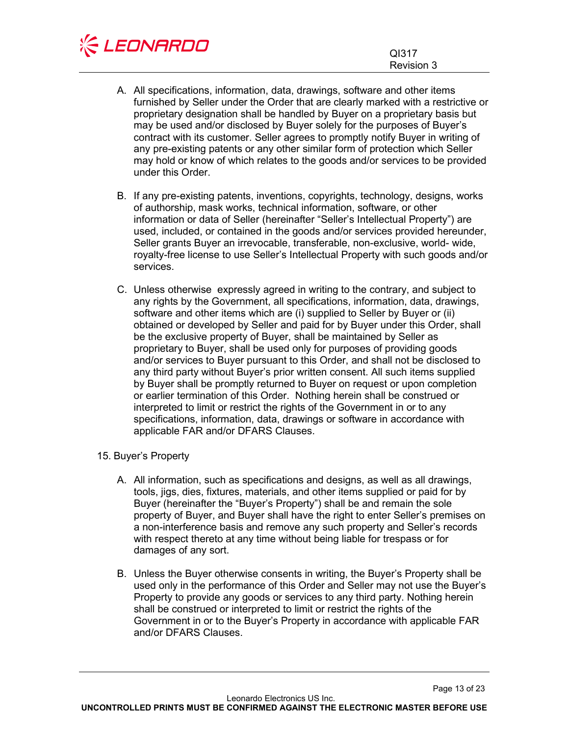A. All specifications, information, data, drawings, software and other items furnished by Seller under the Order that are clearly marked with a restrictive or proprietary designation shall be handled by Buyer on a proprietary basis but may be used and/or disclosed by Buyer solely for the purposes of Buyer's contract with its customer. Seller agrees to promptly notify Buyer in writing of any pre-existing patents or any other similar form of protection which Seller may hold or know of which relates to the goods and/or services to be provided under this Order.

B. If any pre-existing patents, inventions, copyrights, technology, designs, works of authorship, mask works, technical information, software, or other information or data of Seller (hereinafter "Seller's Intellectual Property") are used, included, or contained in the goods and/or services provided hereunder, Seller grants Buyer an irrevocable, transferable, non-exclusive, world- wide, royalty-free license to use Seller's Intellectual Property with such goods and/or services.

C. Unless otherwise expressly agreed in writing to the contrary, and subject to any rights by the Government, all specifications, information, data, drawings, software and other items which are (i) supplied to Seller by Buyer or (ii) obtained or developed by Seller and paid for by Buyer under this Order, shall be the exclusive property of Buyer, shall be maintained by Seller as proprietary to Buyer, shall be used only for purposes of providing goods and/or services to Buyer pursuant to this Order, and shall not be disclosed to any third party without Buyer's prior written consent. All such items supplied by Buyer shall be promptly returned to Buyer on request or upon completion or earlier termination of this Order. Nothing herein shall be construed or interpreted to limit or restrict the rights of the Government in or to any specifications, information, data, drawings or software in accordance with applicable FAR and/or DFARS Clauses.

15. Buyer's Property

A. All information, such as specifications and designs, as well as all drawings, tools, jigs, dies, fixtures, materials, and other items supplied or paid for by Buyer (hereinafter the "Buyer's Property") shall be and remain the sole property of Buyer, and Buyer shall have the right to enter Seller's premises on a non-interference basis and remove any such property and Seller's records with respect thereto at any time without being liable for trespass or for damages of any sort.

B. Unless the Buyer otherwise consents in writing, the Buyer's Property shall be used only in the performance of this Order and Seller may not use the Buyer's Property to provide any goods or services to any third party. Nothing herein shall be construed or interpreted to limit or restrict the rights of the Government in or to the Buyer's Property in accordance with applicable FAR and/or DFARS Clauses.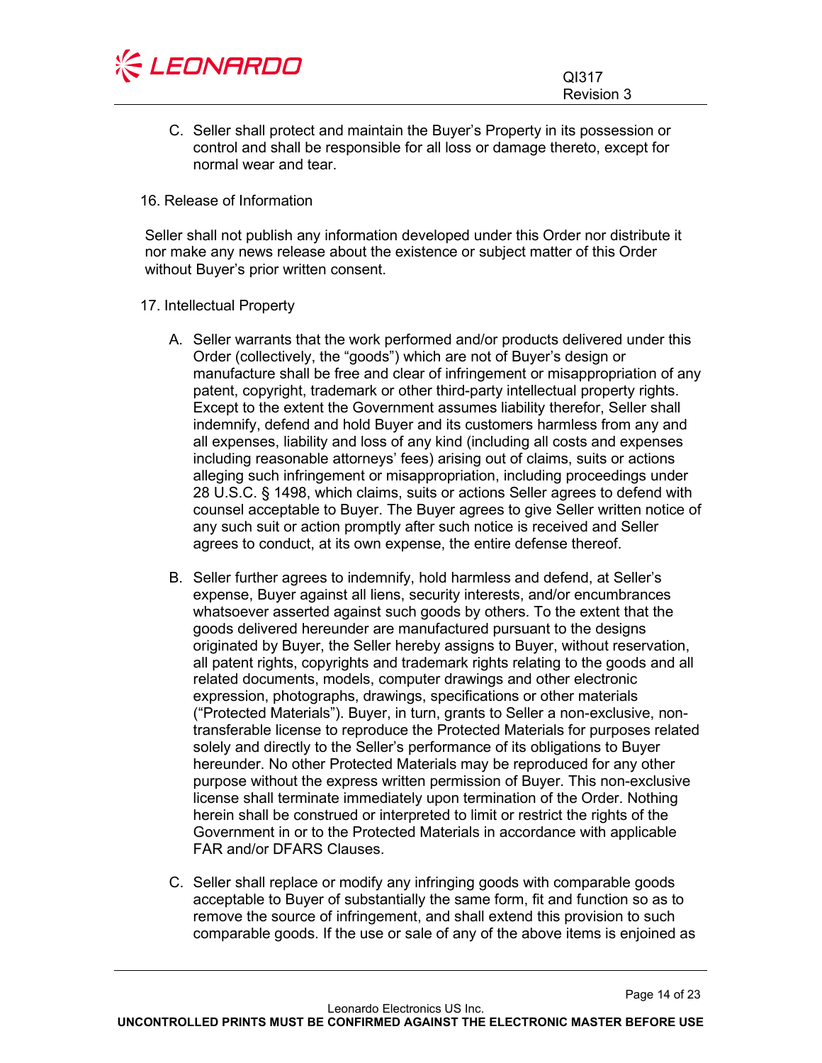C. Seller shall protect and maintain the Buyer's Property in its possession or control and shall be responsible for all loss or damage thereto, except for normal wear and tear.

## 16. Release of Information

Seller shall not publish any information developed under this Order nor distribute it nor make any news release about the existence or subject matter of this Order without Buyer's prior written consent.

## 17. Intellectual Property

A. Seller warrants that the work performed and/or products delivered under this Order (collectively, the "goods") which are not of Buyer's design or manufacture shall be free and clear of infringement or misappropriation of any patent, copyright, trademark or other third-party intellectual property rights. Except to the extent the Government assumes liability therefor, Seller shall indemnify, defend and hold Buyer and its customers harmless from any and all expenses, liability and loss of any kind (including all costs and expenses including reasonable attorneys' fees) arising out of claims, suits or actions alleging such infringement or misappropriation, including proceedings under 28 U.S.C. § 1498, which claims, suits or actions Seller agrees to defend with counsel acceptable to Buyer. The Buyer agrees to give Seller written notice of any such suit or action promptly after such notice is received and Seller agrees to conduct, at its own expense, the entire defense thereof.

B. Seller further agrees to indemnify, hold harmless and defend, at Seller's expense, Buyer against all liens, security interests, and/or encumbrances whatsoever asserted against such goods by others. To the extent that the goods delivered hereunder are manufactured pursuant to the designs originated by Buyer, the Seller hereby assigns to Buyer, without reservation, all patent rights, copyrights and trademark rights relating to the goods and all related documents, models, computer drawings and other electronic expression, photographs, drawings, specifications or other materials ("Protected Materials"). Buyer, in turn, grants to Seller a non-exclusive, non-transferable license to reproduce the Protected Materials for purposes related solely and directly to the Seller's performance of its obligations to Buyer hereunder. No other Protected Materials may be reproduced for any other purpose without the express written permission of Buyer. This non-exclusive license shall terminate immediately upon termination of the Order. Nothing herein shall be construed or interpreted to limit or restrict the rights of the Government in or to the Protected Materials in accordance with applicable FAR and/or DFARS Clauses.

C. Seller shall replace or modify any infringing goods with comparable goods acceptable to Buyer of substantially the same form, fit and function so as to remove the source of infringement, and shall extend this provision to such comparable goods. If the use or sale of any of the above items is enjoined as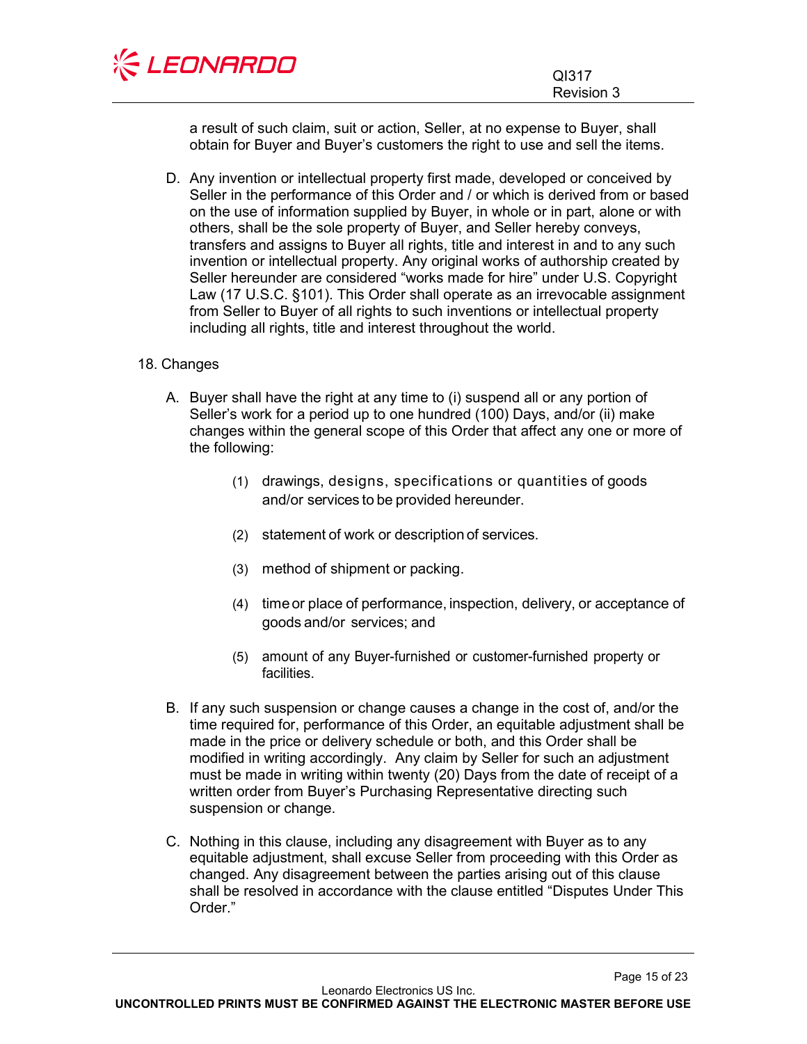a result of such claim, suit or action, Seller, at no expense to Buyer, shall obtain for Buyer and Buyer's customers the right to use and sell the items.

D. Any invention or intellectual property first made, developed or conceived by Seller in the performance of this Order and / or which is derived from or based on the use of information supplied by Buyer, in whole or in part, alone or with others, shall be the sole property of Buyer, and Seller hereby conveys, transfers and assigns to Buyer all rights, title and interest in and to any such invention or intellectual property. Any original works of authorship created by Seller hereunder are considered "works made for hire" under U.S. Copyright Law (17 U.S.C. §101). This Order shall operate as an irrevocable assignment from Seller to Buyer of all rights to such inventions or intellectual property including all rights, title and interest throughout the world.

18. Changes

A. Buyer shall have the right at any time to (i) suspend all or any portion of Seller's work for a period up to one hundred (100) Days, and/or (ii) make changes within the general scope of this Order that affect any one or more of the following:

   (1) drawings, designs, specifications or quantities of goods and/or services to be provided hereunder.

   (2) statement of work or description of services.

   (3) method of shipment or packing.

   (4) time or place of performance, inspection, delivery, or acceptance of goods and/or services; and

   (5) amount of any Buyer-furnished or customer-furnished property or facilities.

B. If any such suspension or change causes a change in the cost of, and/or the time required for, performance of this Order, an equitable adjustment shall be made in the price or delivery schedule or both, and this Order shall be modified in writing accordingly. Any claim by Seller for such an adjustment must be made in writing within twenty (20) Days from the date of receipt of a written order from Buyer's Purchasing Representative directing such suspension or change.

C. Nothing in this clause, including any disagreement with Buyer as to any equitable adjustment, shall excuse Seller from proceeding with this Order as changed. Any disagreement between the parties arising out of this clause shall be resolved in accordance with the clause entitled "Disputes Under This Order."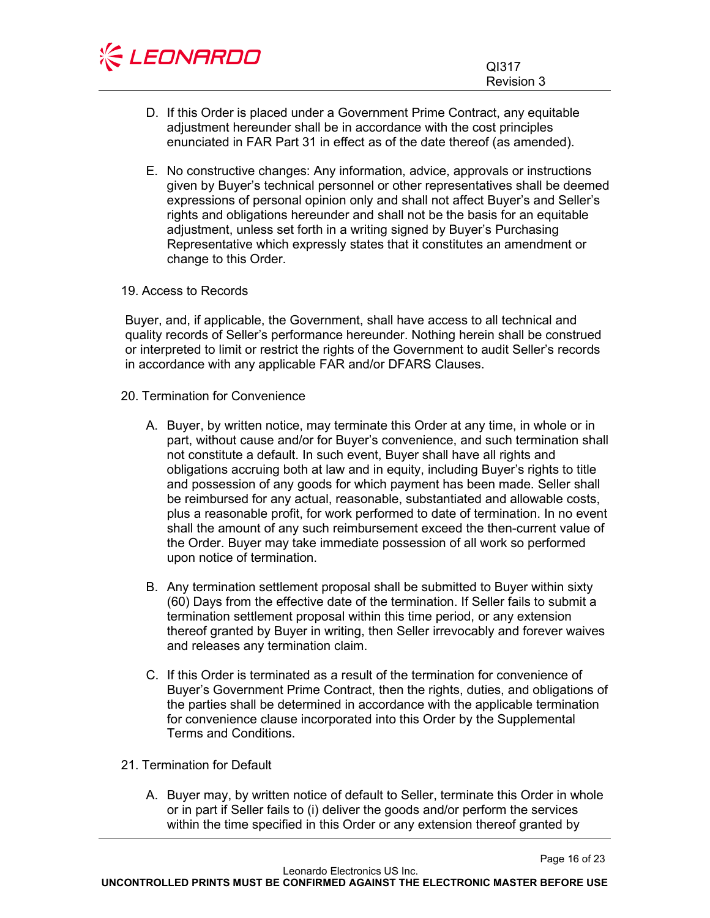D. If this Order is placed under a Government Prime Contract, any equitable adjustment hereunder shall be in accordance with the cost principles enunciated in FAR Part 31 in effect as of the date thereof (as amended).

E. No constructive changes: Any information, advice, approvals or instructions given by Buyer's technical personnel or other representatives shall be deemed expressions of personal opinion only and shall not affect Buyer's and Seller's rights and obligations hereunder and shall not be the basis for an equitable adjustment, unless set forth in a writing signed by Buyer's Purchasing Representative which expressly states that it constitutes an amendment or change to this Order.

## 19. Access to Records

Buyer, and, if applicable, the Government, shall have access to all technical and quality records of Seller's performance hereunder. Nothing herein shall be construed or interpreted to limit or restrict the rights of the Government to audit Seller's records in accordance with any applicable FAR and/or DFARS Clauses.

## 20. Termination for Convenience

A. Buyer, by written notice, may terminate this Order at any time, in whole or in part, without cause and/or for Buyer's convenience, and such termination shall not constitute a default. In such event, Buyer shall have all rights and obligations accruing both at law and in equity, including Buyer's rights to title and possession of any goods for which payment has been made. Seller shall be reimbursed for any actual, reasonable, substantiated and allowable costs, plus a reasonable profit, for work performed to date of termination. In no event shall the amount of any such reimbursement exceed the then-current value of the Order. Buyer may take immediate possession of all work so performed upon notice of termination.

B. Any termination settlement proposal shall be submitted to Buyer within sixty (60) Days from the effective date of the termination. If Seller fails to submit a termination settlement proposal within this time period, or any extension thereof granted by Buyer in writing, then Seller irrevocably and forever waives and releases any termination claim.

C. If this Order is terminated as a result of the termination for convenience of Buyer's Government Prime Contract, then the rights, duties, and obligations of the parties shall be determined in accordance with the applicable termination for convenience clause incorporated into this Order by the Supplemental Terms and Conditions.

## 21. Termination for Default

A. Buyer may, by written notice of default to Seller, terminate this Order in whole or in part if Seller fails to (i) deliver the goods and/or perform the services within the time specified in this Order or any extension thereof granted by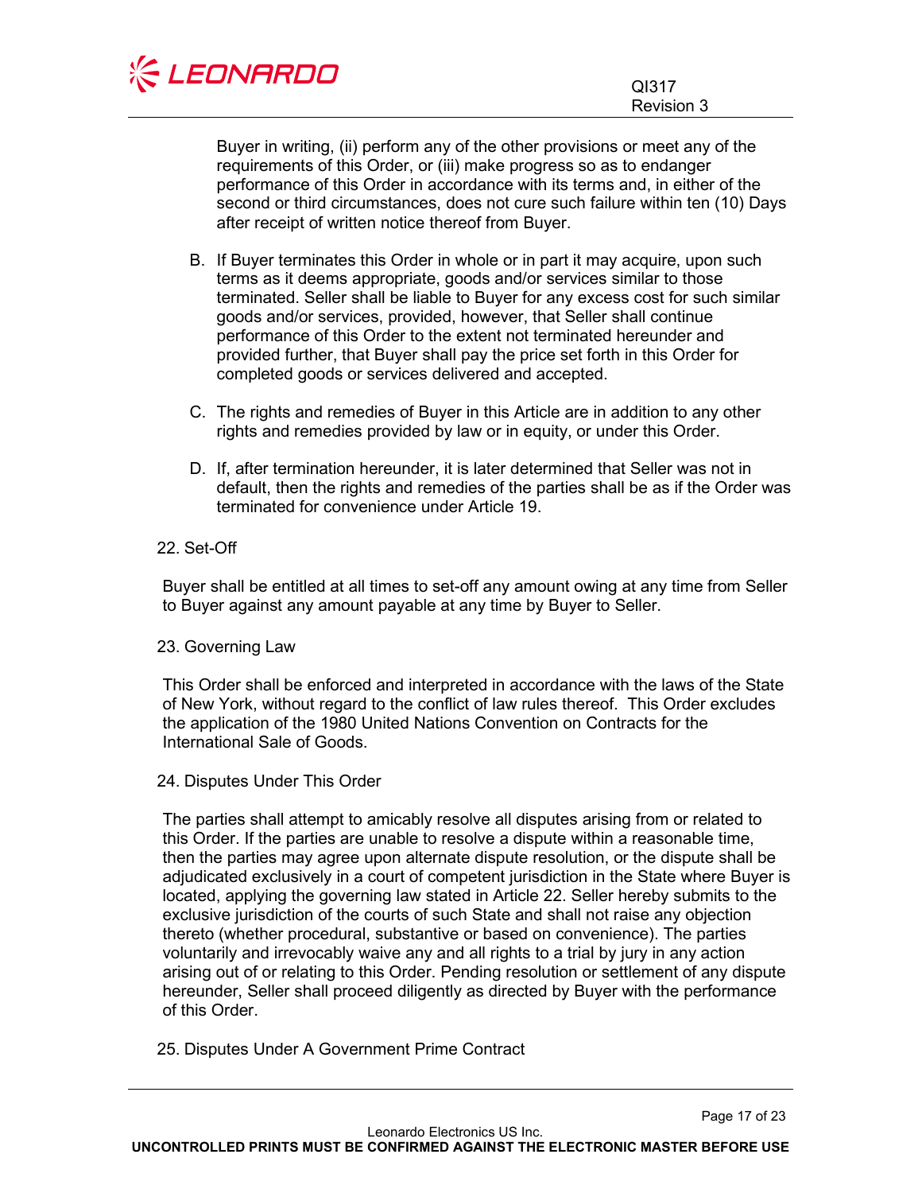Buyer in writing, (ii) perform any of the other provisions or meet any of the requirements of this Order, or (iii) make progress so as to endanger performance of this Order in accordance with its terms and, in either of the second or third circumstances, does not cure such failure within ten (10) Days after receipt of written notice thereof from Buyer.

B. If Buyer terminates this Order in whole or in part it may acquire, upon such terms as it deems appropriate, goods and/or services similar to those terminated. Seller shall be liable to Buyer for any excess cost for such similar goods and/or services, provided, however, that Seller shall continue performance of this Order to the extent not terminated hereunder and provided further, that Buyer shall pay the price set forth in this Order for completed goods or services delivered and accepted.

C. The rights and remedies of Buyer in this Article are in addition to any other rights and remedies provided by law or in equity, or under this Order.

D. If, after termination hereunder, it is later determined that Seller was not in default, then the rights and remedies of the parties shall be as if the Order was terminated for convenience under Article 19.

## 22. Set-Off

Buyer shall be entitled at all times to set-off any amount owing at any time from Seller to Buyer against any amount payable at any time by Buyer to Seller.

## 23. Governing Law

This Order shall be enforced and interpreted in accordance with the laws of the State of New York, without regard to the conflict of law rules thereof. This Order excludes the application of the 1980 United Nations Convention on Contracts for the International Sale of Goods.

## 24. Disputes Under This Order

The parties shall attempt to amicably resolve all disputes arising from or related to this Order. If the parties are unable to resolve a dispute within a reasonable time, then the parties may agree upon alternate dispute resolution, or the dispute shall be adjudicated exclusively in a court of competent jurisdiction in the State where Buyer is located, applying the governing law stated in Article 22. Seller hereby submits to the exclusive jurisdiction of the courts of such State and shall not raise any objection thereto (whether procedural, substantive or based on convenience). The parties voluntarily and irrevocably waive any and all rights to a trial by jury in any action arising out of or relating to this Order. Pending resolution or settlement of any dispute hereunder, Seller shall proceed diligently as directed by Buyer with the performance of this Order.

## 25. Disputes Under A Government Prime Contract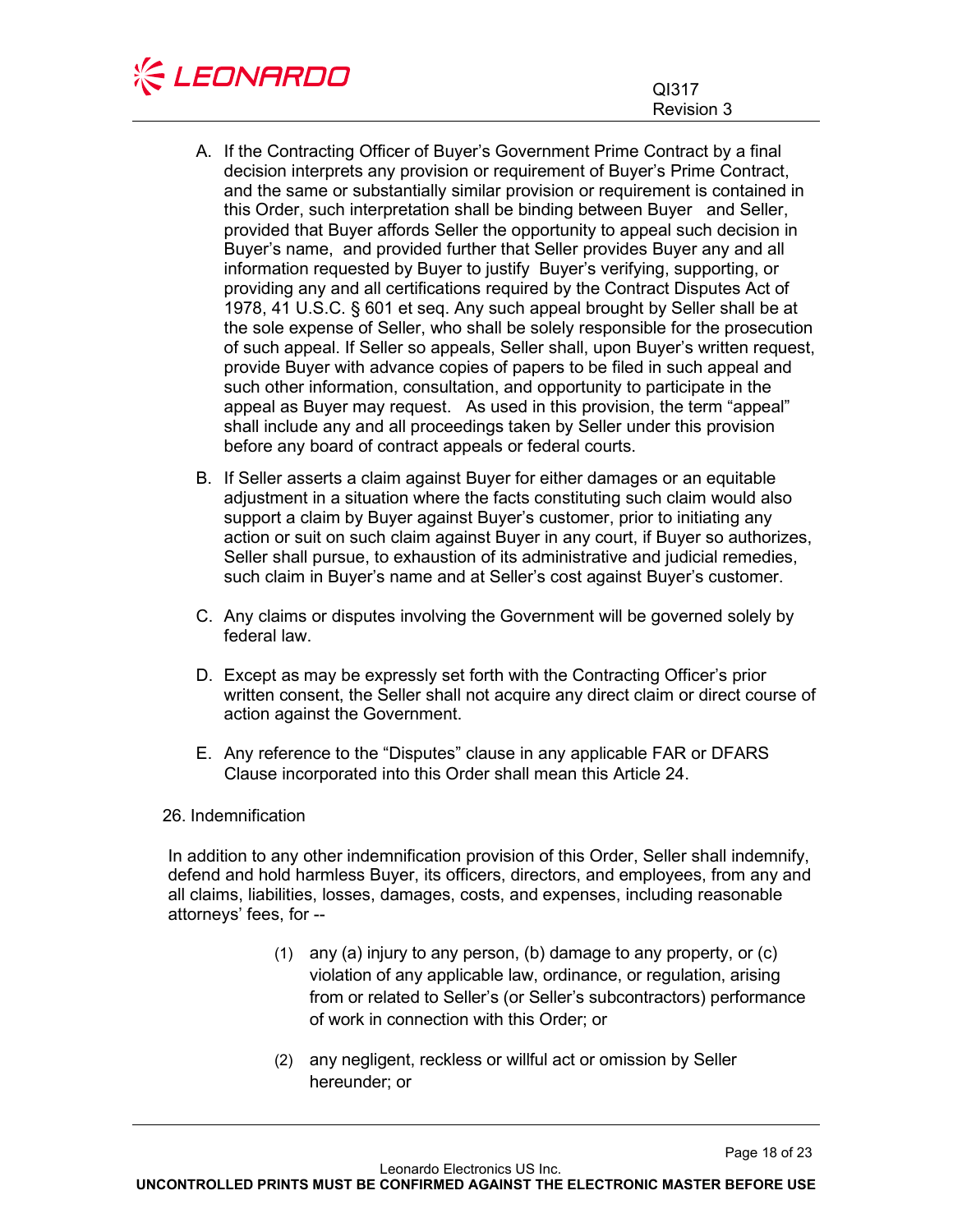A. If the Contracting Officer of Buyer's Government Prime Contract by a final decision interprets any provision or requirement of Buyer's Prime Contract, and the same or substantially similar provision or requirement is contained in this Order, such interpretation shall be binding between Buyer and Seller, provided that Buyer affords Seller the opportunity to appeal such decision in Buyer's name, and provided further that Seller provides Buyer any and all information requested by Buyer to justify Buyer's verifying, supporting, or providing any and all certifications required by the Contract Disputes Act of 1978, 41 U.S.C. § 601 et seq. Any such appeal brought by Seller shall be at the sole expense of Seller, who shall be solely responsible for the prosecution of such appeal. If Seller so appeals, Seller shall, upon Buyer's written request, provide Buyer with advance copies of papers to be filed in such appeal and such other information, consultation, and opportunity to participate in the appeal as Buyer may request. As used in this provision, the term "appeal" shall include any and all proceedings taken by Seller under this provision before any board of contract appeals or federal courts.

B. If Seller asserts a claim against Buyer for either damages or an equitable adjustment in a situation where the facts constituting such claim would also support a claim by Buyer against Buyer's customer, prior to initiating any action or suit on such claim against Buyer in any court, if Buyer so authorizes, Seller shall pursue, to exhaustion of its administrative and judicial remedies, such claim in Buyer's name and at Seller's cost against Buyer's customer.

C. Any claims or disputes involving the Government will be governed solely by federal law.

D. Except as may be expressly set forth with the Contracting Officer's prior written consent, the Seller shall not acquire any direct claim or direct course of action against the Government.

E. Any reference to the "Disputes" clause in any applicable FAR or DFARS Clause incorporated into this Order shall mean this Article 24.

26. Indemnification

In addition to any other indemnification provision of this Order, Seller shall indemnify, defend and hold harmless Buyer, its officers, directors, and employees, from any and all claims, liabilities, losses, damages, costs, and expenses, including reasonable attorneys' fees, for --

(1) any (a) injury to any person, (b) damage to any property, or (c) violation of any applicable law, ordinance, or regulation, arising from or related to Seller's (or Seller's subcontractors) performance of work in connection with this Order; or

(2) any negligent, reckless or willful act or omission by Seller hereunder; or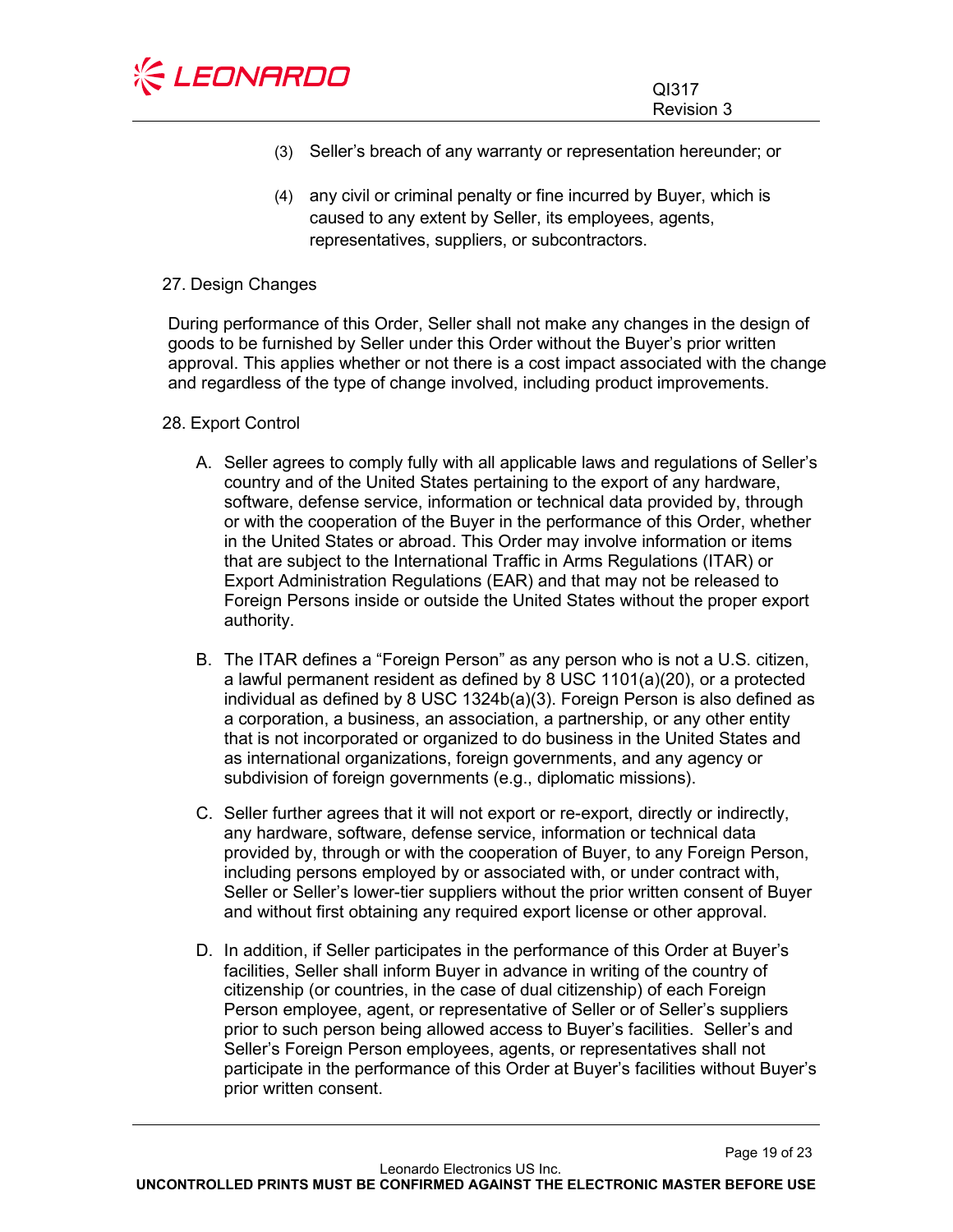(3) Seller's breach of any warranty or representation hereunder; or

(4) any civil or criminal penalty or fine incurred by Buyer, which is caused to any extent by Seller, its employees, agents, representatives, suppliers, or subcontractors.

## 27. Design Changes

During performance of this Order, Seller shall not make any changes in the design of goods to be furnished by Seller under this Order without the Buyer's prior written approval. This applies whether or not there is a cost impact associated with the change and regardless of the type of change involved, including product improvements.

## 28. Export Control

A. Seller agrees to comply fully with all applicable laws and regulations of Seller's country and of the United States pertaining to the export of any hardware, software, defense service, information or technical data provided by, through or with the cooperation of the Buyer in the performance of this Order, whether in the United States or abroad. This Order may involve information or items that are subject to the International Traffic in Arms Regulations (ITAR) or Export Administration Regulations (EAR) and that may not be released to Foreign Persons inside or outside the United States without the proper export authority.

B. The ITAR defines a "Foreign Person" as any person who is not a U.S. citizen, a lawful permanent resident as defined by 8 USC 1101(a)(20), or a protected individual as defined by 8 USC 1324b(a)(3). Foreign Person is also defined as a corporation, a business, an association, a partnership, or any other entity that is not incorporated or organized to do business in the United States and as international organizations, foreign governments, and any agency or subdivision of foreign governments (e.g., diplomatic missions).

C. Seller further agrees that it will not export or re-export, directly or indirectly, any hardware, software, defense service, information or technical data provided by, through or with the cooperation of Buyer, to any Foreign Person, including persons employed by or associated with, or under contract with, Seller or Seller's lower-tier suppliers without the prior written consent of Buyer and without first obtaining any required export license or other approval.

D. In addition, if Seller participates in the performance of this Order at Buyer's facilities, Seller shall inform Buyer in advance in writing of the country of citizenship (or countries, in the case of dual citizenship) of each Foreign Person employee, agent, or representative of Seller or of Seller's suppliers prior to such person being allowed access to Buyer's facilities. Seller's and Seller's Foreign Person employees, agents, or representatives shall not participate in the performance of this Order at Buyer's facilities without Buyer's prior written consent.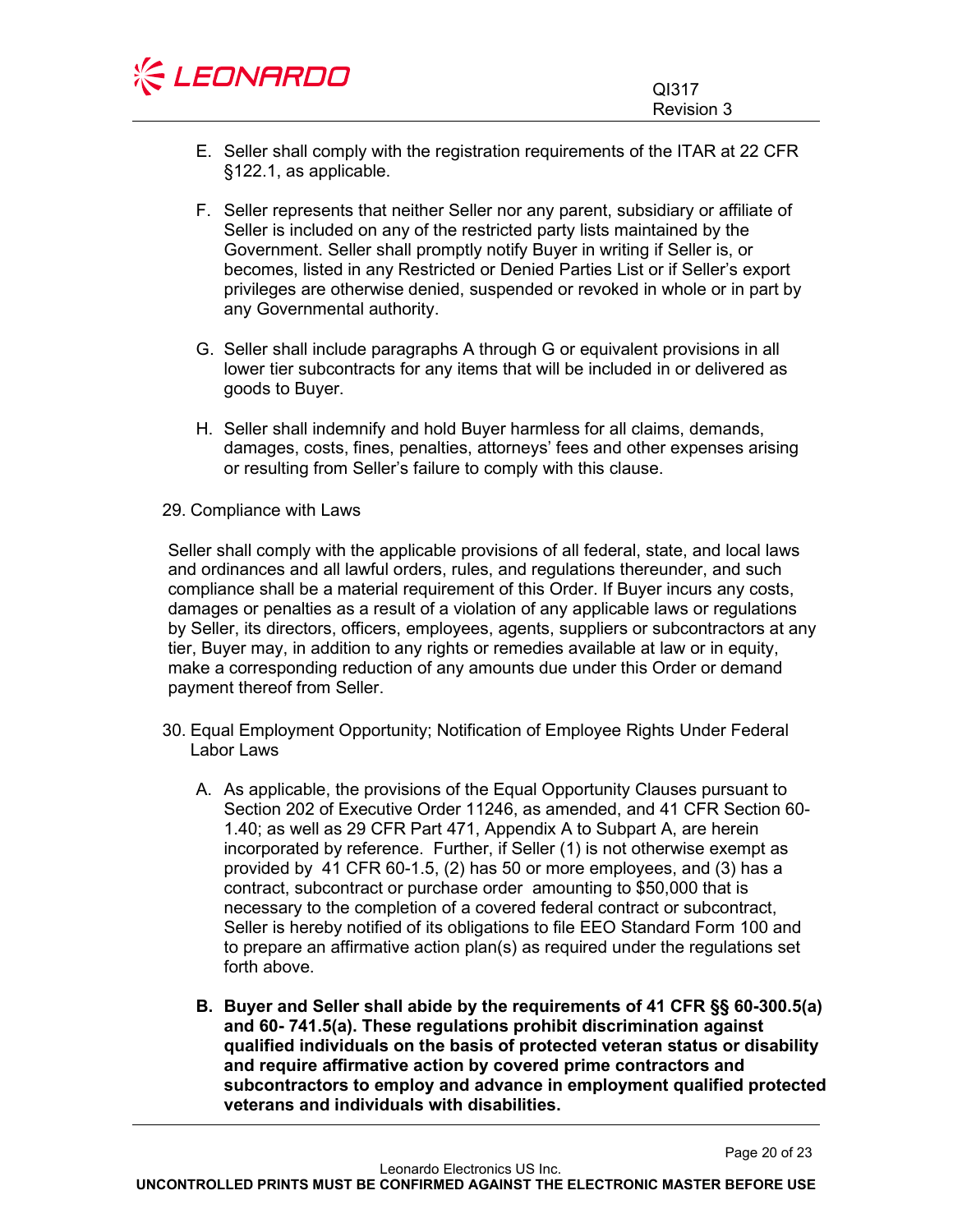E. Seller shall comply with the registration requirements of the ITAR at 22 CFR §122.1, as applicable.

F. Seller represents that neither Seller nor any parent, subsidiary or affiliate of Seller is included on any of the restricted party lists maintained by the Government. Seller shall promptly notify Buyer in writing if Seller is, or becomes, listed in any Restricted or Denied Parties List or if Seller's export privileges are otherwise denied, suspended or revoked in whole or in part by any Governmental authority.

G. Seller shall include paragraphs A through G or equivalent provisions in all lower tier subcontracts for any items that will be included in or delivered as goods to Buyer.

H. Seller shall indemnify and hold Buyer harmless for all claims, demands, damages, costs, fines, penalties, attorneys' fees and other expenses arising or resulting from Seller's failure to comply with this clause.

29. Compliance with Laws

Seller shall comply with the applicable provisions of all federal, state, and local laws and ordinances and all lawful orders, rules, and regulations thereunder, and such compliance shall be a material requirement of this Order. If Buyer incurs any costs, damages or penalties as a result of a violation of any applicable laws or regulations by Seller, its directors, officers, employees, agents, suppliers or subcontractors at any tier, Buyer may, in addition to any rights or remedies available at law or in equity, make a corresponding reduction of any amounts due under this Order or demand payment thereof from Seller.

30. Equal Employment Opportunity; Notification of Employee Rights Under Federal Labor Laws

A. As applicable, the provisions of the Equal Opportunity Clauses pursuant to Section 202 of Executive Order 11246, as amended, and 41 CFR Section 60-1.40; as well as 29 CFR Part 471, Appendix A to Subpart A, are herein incorporated by reference. Further, if Seller (1) is not otherwise exempt as provided by 41 CFR 60-1.5, (2) has 50 or more employees, and (3) has a contract, subcontract or purchase order amounting to $50,000 that is necessary to the completion of a covered federal contract or subcontract, Seller is hereby notified of its obligations to file EEO Standard Form 100 and to prepare an affirmative action plan(s) as required under the regulations set forth above.

**B. Buyer and Seller shall abide by the requirements of 41 CFR §§ 60-300.5(a) and 60- 741.5(a). These regulations prohibit discrimination against qualified individuals on the basis of protected veteran status or disability and require affirmative action by covered prime contractors and subcontractors to employ and advance in employment qualified protected veterans and individuals with disabilities.**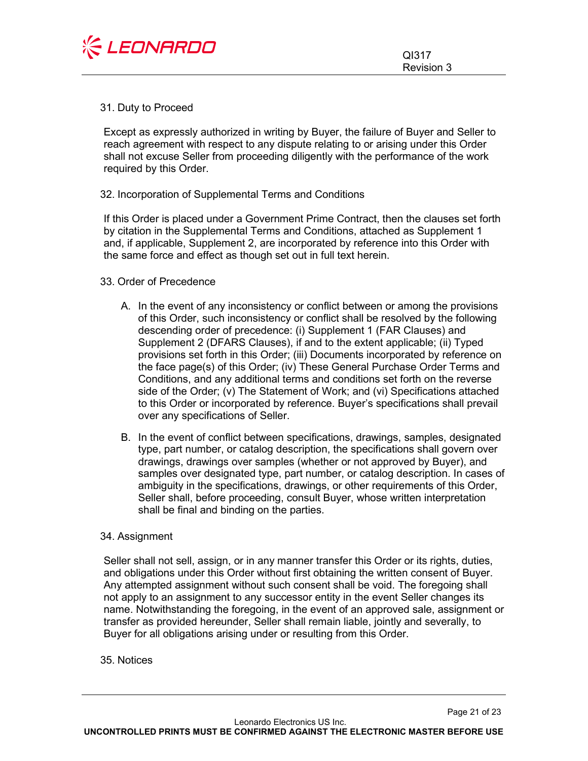## 31. Duty to Proceed

Except as expressly authorized in writing by Buyer, the failure of Buyer and Seller to reach agreement with respect to any dispute relating to or arising under this Order shall not excuse Seller from proceeding diligently with the performance of the work required by this Order.

## 32. Incorporation of Supplemental Terms and Conditions

If this Order is placed under a Government Prime Contract, then the clauses set forth by citation in the Supplemental Terms and Conditions, attached as Supplement 1 and, if applicable, Supplement 2, are incorporated by reference into this Order with the same force and effect as though set out in full text herein.

## 33. Order of Precedence

A. In the event of any inconsistency or conflict between or among the provisions of this Order, such inconsistency or conflict shall be resolved by the following descending order of precedence: (i) Supplement 1 (FAR Clauses) and Supplement 2 (DFARS Clauses), if and to the extent applicable; (ii) Typed provisions set forth in this Order; (iii) Documents incorporated by reference on the face page(s) of this Order; (iv) These General Purchase Order Terms and Conditions, and any additional terms and conditions set forth on the reverse side of the Order; (v) The Statement of Work; and (vi) Specifications attached to this Order or incorporated by reference. Buyer's specifications shall prevail over any specifications of Seller.

B. In the event of conflict between specifications, drawings, samples, designated type, part number, or catalog description, the specifications shall govern over drawings, drawings over samples (whether or not approved by Buyer), and samples over designated type, part number, or catalog description. In cases of ambiguity in the specifications, drawings, or other requirements of this Order, Seller shall, before proceeding, consult Buyer, whose written interpretation shall be final and binding on the parties.

## 34. Assignment

Seller shall not sell, assign, or in any manner transfer this Order or its rights, duties, and obligations under this Order without first obtaining the written consent of Buyer. Any attempted assignment without such consent shall be void. The foregoing shall not apply to an assignment to any successor entity in the event Seller changes its name. Notwithstanding the foregoing, in the event of an approved sale, assignment or transfer as provided hereunder, Seller shall remain liable, jointly and severally, to Buyer for all obligations arising under or resulting from this Order.

## 35. Notices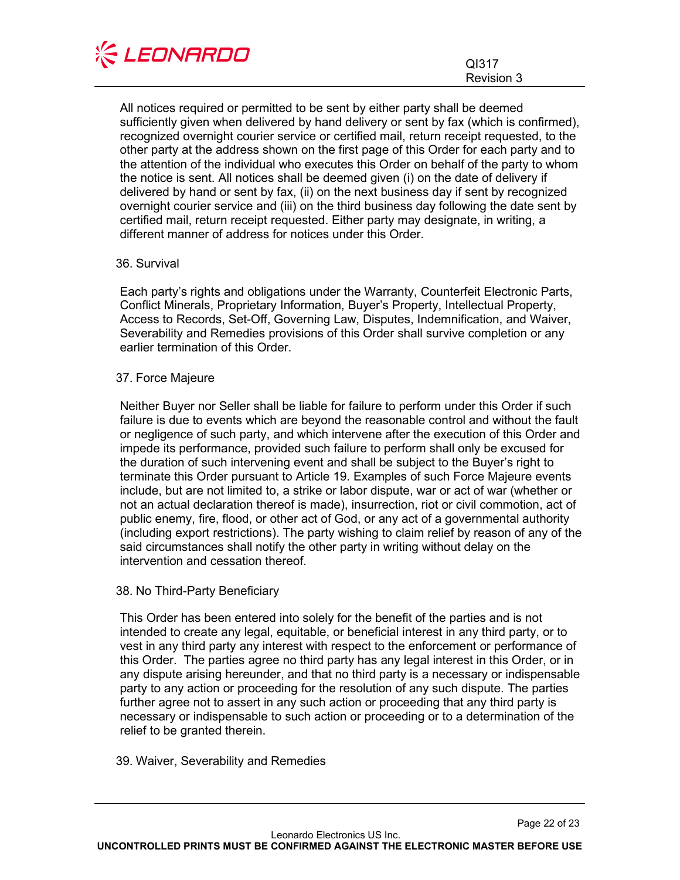All notices required or permitted to be sent by either party shall be deemed sufficiently given when delivered by hand delivery or sent by fax (which is confirmed), recognized overnight courier service or certified mail, return receipt requested, to the other party at the address shown on the first page of this Order for each party and to the attention of the individual who executes this Order on behalf of the party to whom the notice is sent. All notices shall be deemed given (i) on the date of delivery if delivered by hand or sent by fax, (ii) on the next business day if sent by recognized overnight courier service and (iii) on the third business day following the date sent by certified mail, return receipt requested. Either party may designate, in writing, a different manner of address for notices under this Order.

## 36. Survival

Each party's rights and obligations under the Warranty, Counterfeit Electronic Parts, Conflict Minerals, Proprietary Information, Buyer's Property, Intellectual Property, Access to Records, Set-Off, Governing Law, Disputes, Indemnification, and Waiver, Severability and Remedies provisions of this Order shall survive completion or any earlier termination of this Order.

## 37. Force Majeure

Neither Buyer nor Seller shall be liable for failure to perform under this Order if such failure is due to events which are beyond the reasonable control and without the fault or negligence of such party, and which intervene after the execution of this Order and impede its performance, provided such failure to perform shall only be excused for the duration of such intervening event and shall be subject to the Buyer's right to terminate this Order pursuant to Article 19. Examples of such Force Majeure events include, but are not limited to, a strike or labor dispute, war or act of war (whether or not an actual declaration thereof is made), insurrection, riot or civil commotion, act of public enemy, fire, flood, or other act of God, or any act of a governmental authority (including export restrictions). The party wishing to claim relief by reason of any of the said circumstances shall notify the other party in writing without delay on the intervention and cessation thereof.

## 38. No Third-Party Beneficiary

This Order has been entered into solely for the benefit of the parties and is not intended to create any legal, equitable, or beneficial interest in any third party, or to vest in any third party any interest with respect to the enforcement or performance of this Order. The parties agree no third party has any legal interest in this Order, or in any dispute arising hereunder, and that no third party is a necessary or indispensable party to any action or proceeding for the resolution of any such dispute. The parties further agree not to assert in any such action or proceeding that any third party is necessary or indispensable to such action or proceeding or to a determination of the relief to be granted therein.

## 39. Waiver, Severability and Remedies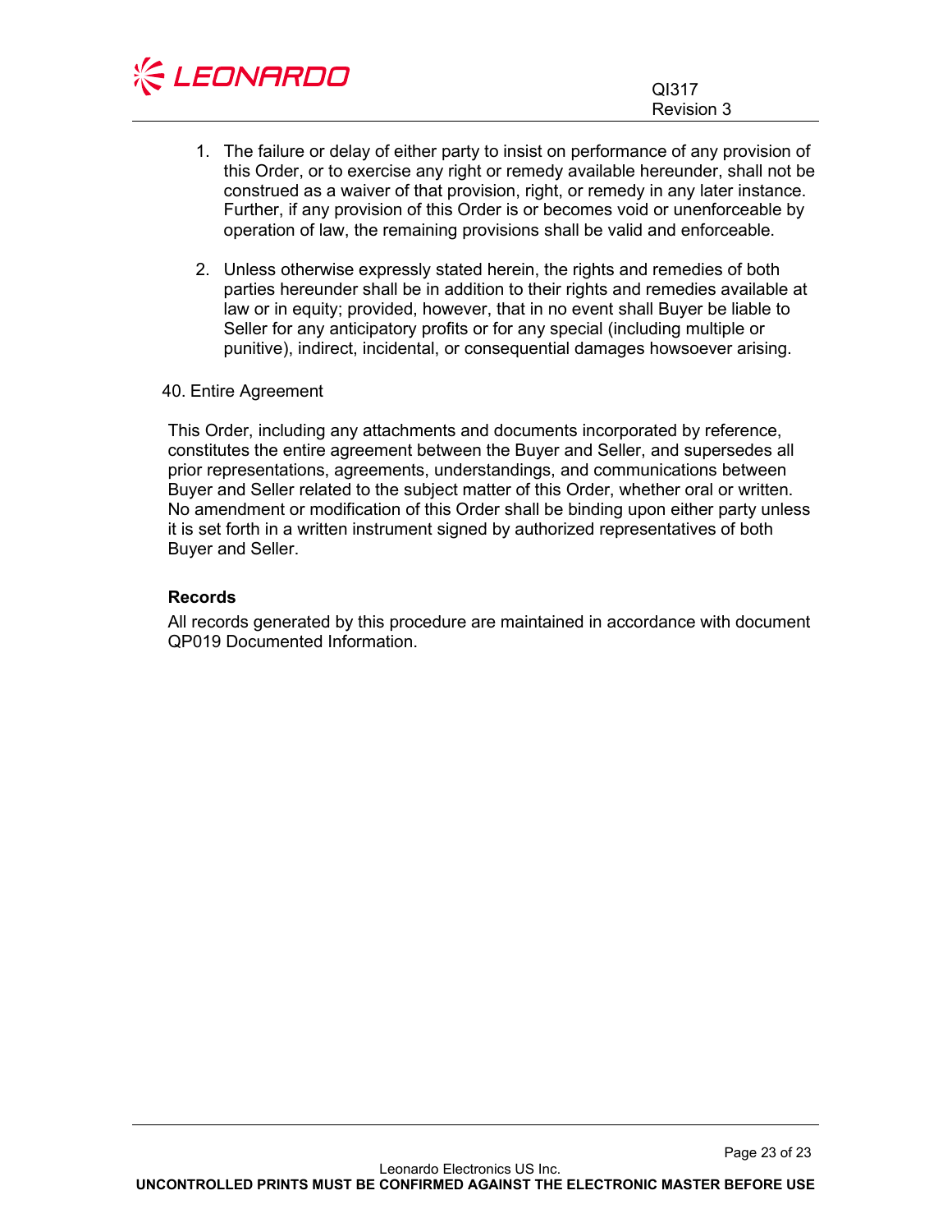1. The failure or delay of either party to insist on performance of any provision of this Order, or to exercise any right or remedy available hereunder, shall not be construed as a waiver of that provision, right, or remedy in any later instance. Further, if any provision of this Order is or becomes void or unenforceable by operation of law, the remaining provisions shall be valid and enforceable.

2. Unless otherwise expressly stated herein, the rights and remedies of both parties hereunder shall be in addition to their rights and remedies available at law or in equity; provided, however, that in no event shall Buyer be liable to Seller for any anticipatory profits or for any special (including multiple or punitive), indirect, incidental, or consequential damages howsoever arising.

40. Entire Agreement

This Order, including any attachments and documents incorporated by reference, constitutes the entire agreement between the Buyer and Seller, and supersedes all prior representations, agreements, understandings, and communications between Buyer and Seller related to the subject matter of this Order, whether oral or written. No amendment or modification of this Order shall be binding upon either party unless it is set forth in a written instrument signed by authorized representatives of both Buyer and Seller.

**Records**

All records generated by this procedure are maintained in accordance with document QP019 Documented Information.